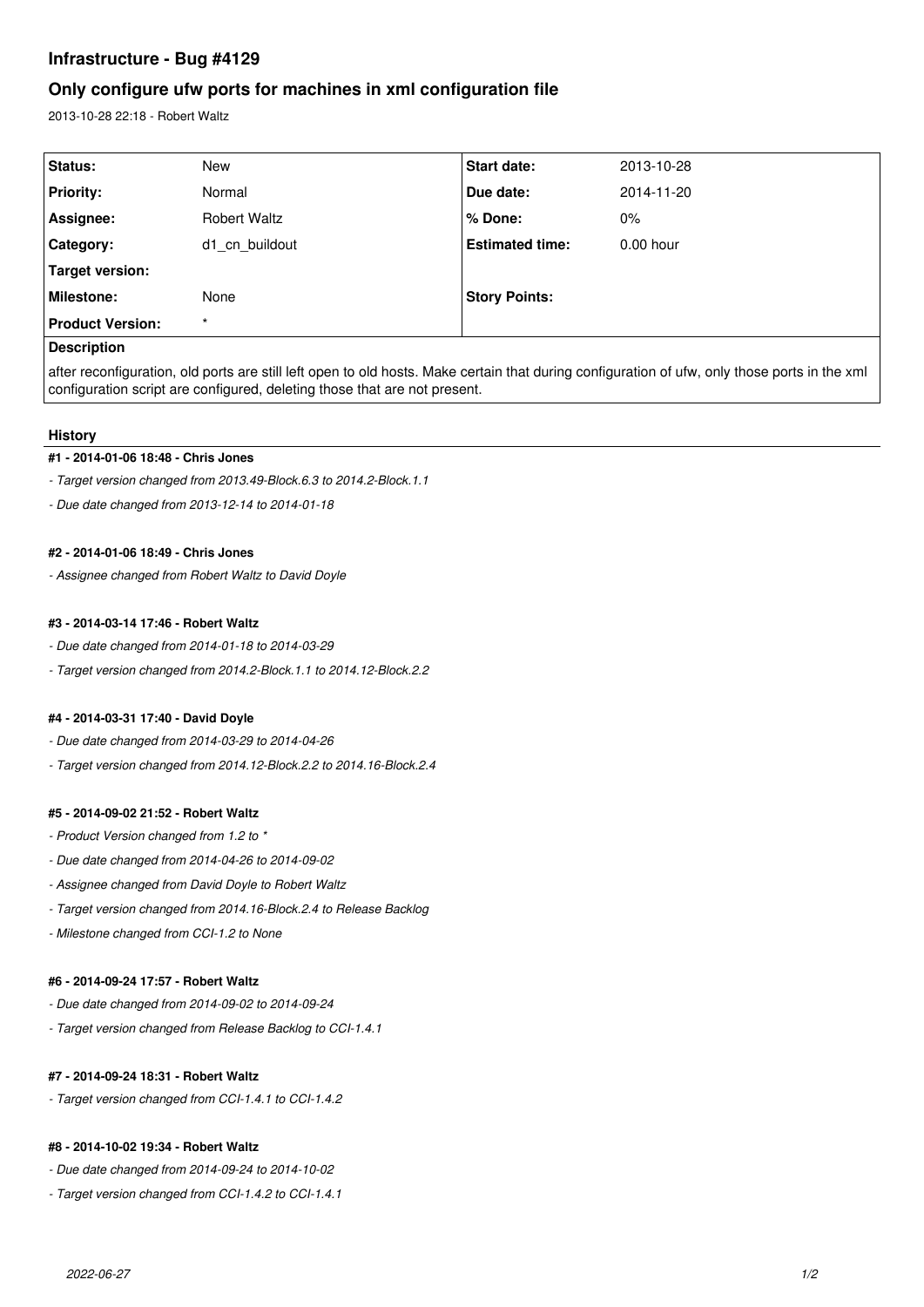# Infrastructure - Bug #4129

## Only configure ufw ports for machines in xml configuration file

2013-10-28 22:18 - Robert Waltz

| Status: | New | Start date: | 2013-10-28 |
|---|---|---|---|
| Priority: | Normal | Due date: | 2014-11-20 |
| Assignee: | Robert Waltz | % Done: | 0% |
| Category: | d1_cn_buildout | Estimated time: | 0.00 hour |
| Target version: | | | |
| Milestone: | None | Story Points: | |
| Product Version: | * | | |

**Description**

after reconfiguration, old ports are still left open to old hosts. Make certain that during configuration of ufw, only those ports in the xml configuration script are configured, deleting those that are not present.

### History

#### #1 - 2014-01-06 18:48 - Chris Jones

- *Target version changed from 2013.49-Block.6.3 to 2014.2-Block.1.1*
- *Due date changed from 2013-12-14 to 2014-01-18*

#### #2 - 2014-01-06 18:49 - Chris Jones

- *Assignee changed from Robert Waltz to David Doyle*

#### #3 - 2014-03-14 17:46 - Robert Waltz

- *Due date changed from 2014-01-18 to 2014-03-29*
- *Target version changed from 2014.2-Block.1.1 to 2014.12-Block.2.2*

#### #4 - 2014-03-31 17:40 - David Doyle

- *Due date changed from 2014-03-29 to 2014-04-26*
- *Target version changed from 2014.12-Block.2.2 to 2014.16-Block.2.4*

#### #5 - 2014-09-02 21:52 - Robert Waltz

- *Product Version changed from 1.2 to **
- *Due date changed from 2014-04-26 to 2014-09-02*
- *Assignee changed from David Doyle to Robert Waltz*
- *Target version changed from 2014.16-Block.2.4 to Release Backlog*
- *Milestone changed from CCI-1.2 to None*

#### #6 - 2014-09-24 17:57 - Robert Waltz

- *Due date changed from 2014-09-02 to 2014-09-24*
- *Target version changed from Release Backlog to CCI-1.4.1*

#### #7 - 2014-09-24 18:31 - Robert Waltz

- *Target version changed from CCI-1.4.1 to CCI-1.4.2*

#### #8 - 2014-10-02 19:34 - Robert Waltz

- *Due date changed from 2014-09-24 to 2014-10-02*
- *Target version changed from CCI-1.4.2 to CCI-1.4.1*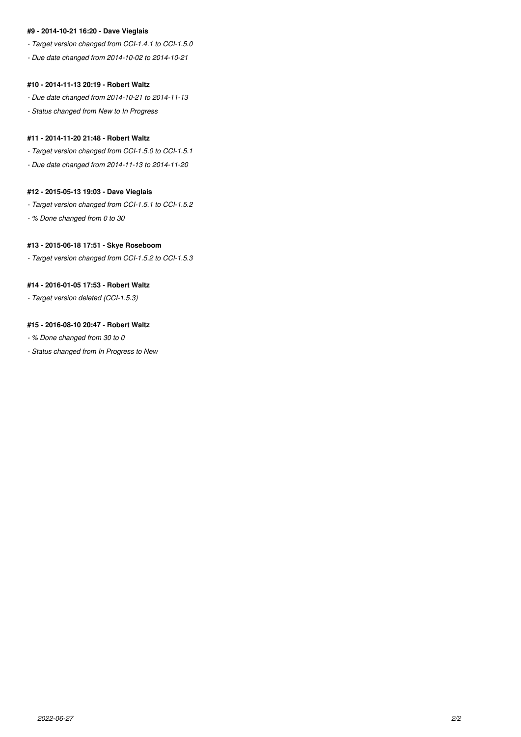#### #9 - 2014-10-21 16:20 - Dave Vieglais

*- Target version changed from CCI-1.4.1 to CCI-1.5.0*

*- Due date changed from 2014-10-02 to 2014-10-21*

#### #10 - 2014-11-13 20:19 - Robert Waltz

*- Due date changed from 2014-10-21 to 2014-11-13*

*- Status changed from New to In Progress*

#### #11 - 2014-11-20 21:48 - Robert Waltz

*- Target version changed from CCI-1.5.0 to CCI-1.5.1*

*- Due date changed from 2014-11-13 to 2014-11-20*

#### #12 - 2015-05-13 19:03 - Dave Vieglais

*- Target version changed from CCI-1.5.1 to CCI-1.5.2*

*- % Done changed from 0 to 30*

#### #13 - 2015-06-18 17:51 - Skye Roseboom

*- Target version changed from CCI-1.5.2 to CCI-1.5.3*

#### #14 - 2016-01-05 17:53 - Robert Waltz

*- Target version deleted (CCI-1.5.3)*

#### #15 - 2016-08-10 20:47 - Robert Waltz

*- % Done changed from 30 to 0*

*- Status changed from In Progress to New*